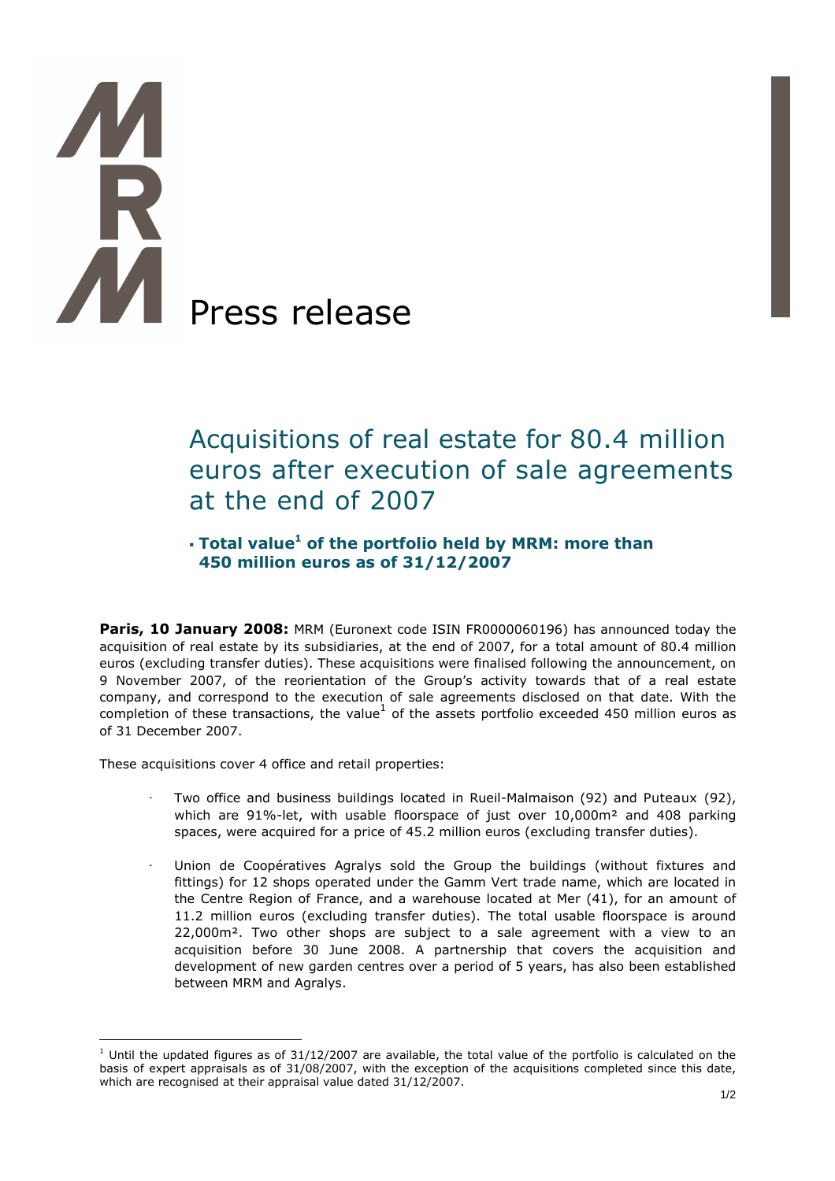# Press release

## Acquisitions of real estate for 80.4 million euros after execution of sale agreements at the end of 2007

- **Total value[1] of the portfolio held by MRM: more than 450 million euros as of 31/12/2007**

**Paris, 10 January 2008:** MRM (Euronext code ISIN FR0000060196) has announced today the acquisition of real estate by its subsidiaries, at the end of 2007, for a total amount of 80.4 million euros (excluding transfer duties). These acquisitions were finalised following the announcement, on 9 November 2007, of the reorientation of the Group's activity towards that of a real estate company, and correspond to the execution of sale agreements disclosed on that date. With the completion of these transactions, the value[1] of the assets portfolio exceeded 450 million euros as of 31 December 2007.

These acquisitions cover 4 office and retail properties:

- Two office and business buildings located in Rueil-Malmaison (92) and Puteaux (92), which are 91%-let, with usable floorspace of just over 10,000m² and 408 parking spaces, were acquired for a price of 45.2 million euros (excluding transfer duties).
- Union de Coopératives Agralys sold the Group the buildings (without fixtures and fittings) for 12 shops operated under the Gamm Vert trade name, which are located in the Centre Region of France, and a warehouse located at Mer (41), for an amount of 11.2 million euros (excluding transfer duties). The total usable floorspace is around 22,000m². Two other shops are subject to a sale agreement with a view to an acquisition before 30 June 2008. A partnership that covers the acquisition and development of new garden centres over a period of 5 years, has also been established between MRM and Agralys.

[1] Until the updated figures as of 31/12/2007 are available, the total value of the portfolio is calculated on the basis of expert appraisals as of 31/08/2007, with the exception of the acquisitions completed since this date, which are recognised at their appraisal value dated 31/12/2007.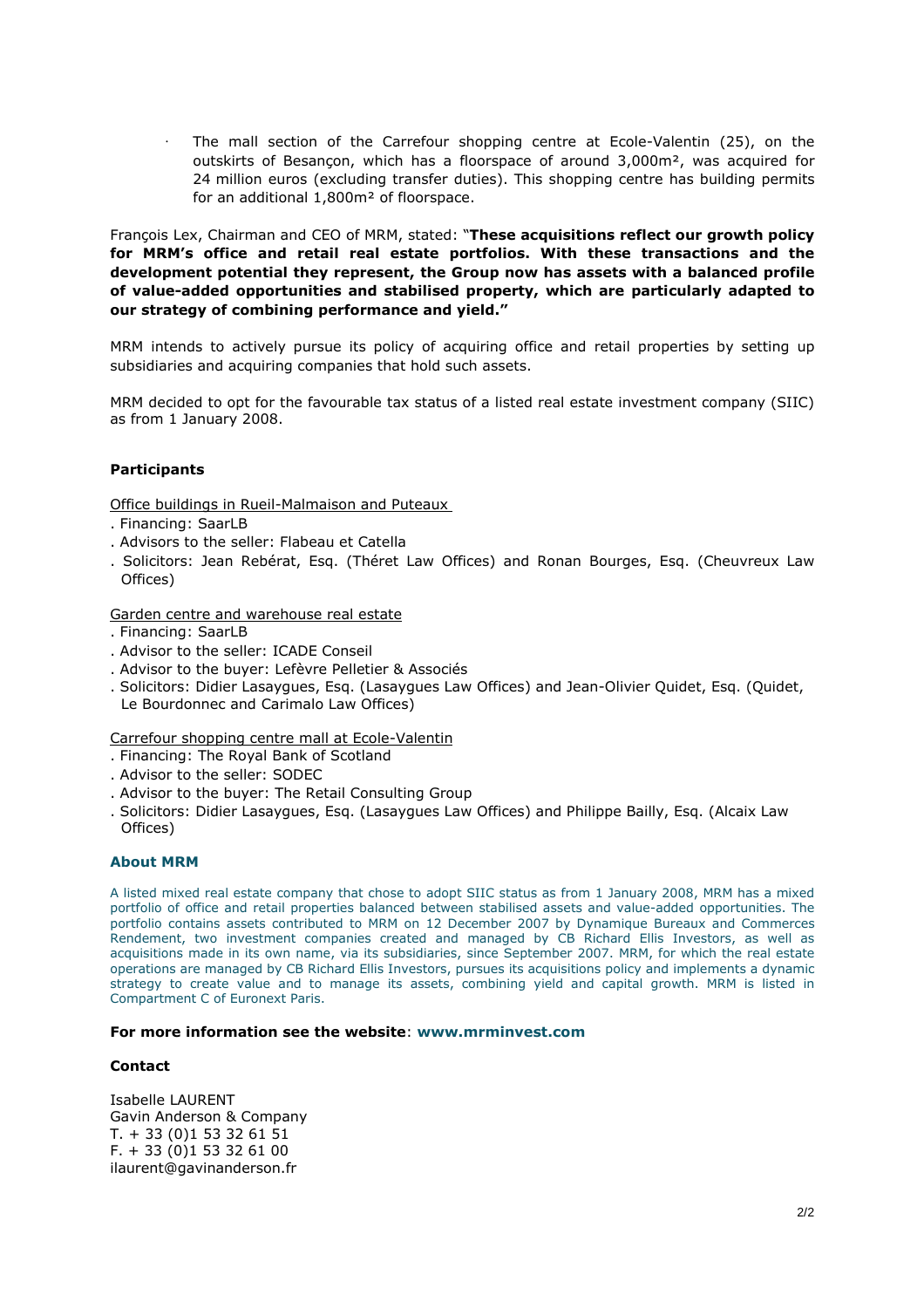- The mall section of the Carrefour shopping centre at Ecole-Valentin (25), on the outskirts of Besançon, which has a floorspace of around 3,000m², was acquired for 24 million euros (excluding transfer duties). This shopping centre has building permits for an additional 1,800m² of floorspace.

François Lex, Chairman and CEO of MRM, stated: "**These acquisitions reflect our growth policy for MRM's office and retail real estate portfolios. With these transactions and the development potential they represent, the Group now has assets with a balanced profile of value-added opportunities and stabilised property, which are particularly adapted to our strategy of combining performance and yield."**

MRM intends to actively pursue its policy of acquiring office and retail properties by setting up subsidiaries and acquiring companies that hold such assets.

MRM decided to opt for the favourable tax status of a listed real estate investment company (SIIC) as from 1 January 2008.

**Participants**

Office buildings in Rueil-Malmaison and Puteaux

- Financing: SaarLB
- Advisors to the seller: Flabeau et Catella
- Solicitors: Jean Rebérat, Esq. (Théret Law Offices) and Ronan Bourges, Esq. (Cheuvreux Law Offices)

Garden centre and warehouse real estate

- Financing: SaarLB
- Advisor to the seller: ICADE Conseil
- Advisor to the buyer: Lefèvre Pelletier & Associés
- Solicitors: Didier Lasaygues, Esq. (Lasaygues Law Offices) and Jean-Olivier Quidet, Esq. (Quidet, Le Bourdonnec and Carimalo Law Offices)

Carrefour shopping centre mall at Ecole-Valentin

- Financing: The Royal Bank of Scotland
- Advisor to the seller: SODEC
- Advisor to the buyer: The Retail Consulting Group
- Solicitors: Didier Lasaygues, Esq. (Lasaygues Law Offices) and Philippe Bailly, Esq. (Alcaix Law Offices)

**About MRM**

A listed mixed real estate company that chose to adopt SIIC status as from 1 January 2008, MRM has a mixed portfolio of office and retail properties balanced between stabilised assets and value-added opportunities. The portfolio contains assets contributed to MRM on 12 December 2007 by Dynamique Bureaux and Commerces Rendement, two investment companies created and managed by CB Richard Ellis Investors, as well as acquisitions made in its own name, via its subsidiaries, since September 2007. MRM, for which the real estate operations are managed by CB Richard Ellis Investors, pursues its acquisitions policy and implements a dynamic strategy to create value and to manage its assets, combining yield and capital growth. MRM is listed in Compartment C of Euronext Paris.

**For more information see the website**: **www.mrminvest.com**

**Contact**

Isabelle LAURENT
Gavin Anderson & Company
T. + 33 (0)1 53 32 61 51
F. + 33 (0)1 53 32 61 00
ilaurent@gavinanderson.fr